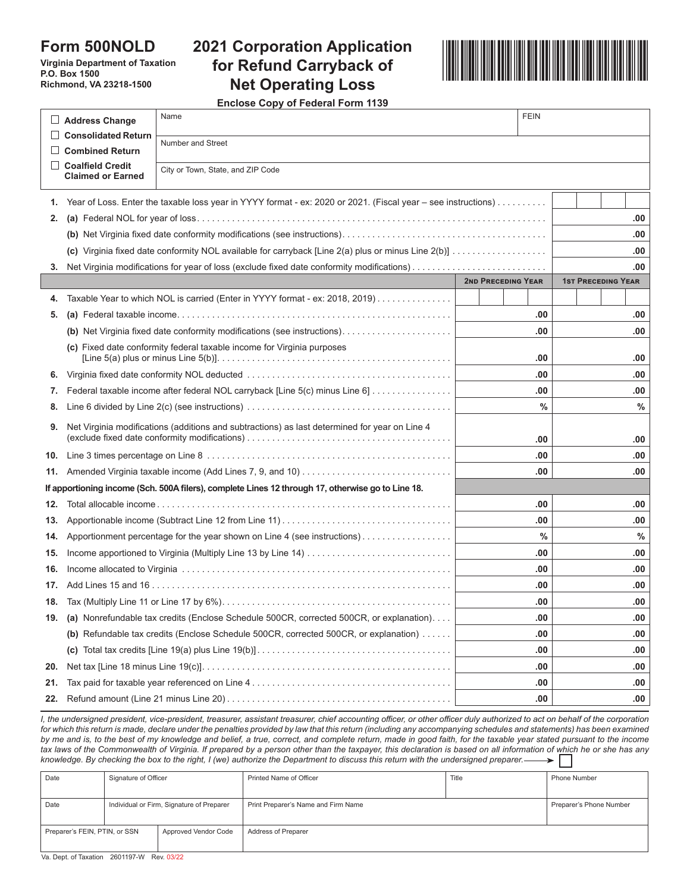# Form 500NOLD

**Virginia Department of Taxation**
**P.O. Box 1500**
**Richmond, VA 23218-1500**

# 2021 Corporation Application for Refund Carryback of Net Operating Loss

**Enclose Copy of Federal Form 1139**

| | | |
|---|---|---|
| ☐ **Address Change** | Name | FEIN |
| ☐ **Consolidated Return** | Number and Street | |
| ☐ **Combined Return** | | |
| ☐ **Coalfield Credit Claimed or Earned** | City or Town, State, and ZIP Code | |

| Line | Description | Amount |
|---|---|---|
| 1. | Year of Loss. Enter the taxable loss year in YYYY format - ex: 2020 or 2021. (Fiscal year – see instructions) | |
| 2. | (a) Federal NOL for year of loss | .00 |
| | (b) Net Virginia fixed date conformity modifications (see instructions) | .00 |
| | (c) Virginia fixed date conformity NOL available for carryback [Line 2(a) plus or minus Line 2(b)] | .00 |
| 3. | Net Virginia modifications for year of loss (exclude fixed date conformity modifications) | .00 |

| Line | Description | 2nd Preceding Year | 1st Preceding Year |
|---|---|---|---|
| 4. | Taxable Year to which NOL is carried (Enter in YYYY format - ex: 2018, 2019) | | |
| 5. | (a) Federal taxable income | .00 | .00 |
| | (b) Net Virginia fixed date conformity modifications (see instructions) | .00 | .00 |
| | (c) Fixed date conformity federal taxable income for Virginia purposes [Line 5(a) plus or minus Line 5(b)] | .00 | .00 |
| 6. | Virginia fixed date conformity NOL deducted | .00 | .00 |
| 7. | Federal taxable income after federal NOL carryback [Line 5(c) minus Line 6] | .00 | .00 |
| 8. | Line 6 divided by Line 2(c) (see instructions) | % | % |
| 9. | Net Virginia modifications (additions and subtractions) as last determined for year on Line 4 (exclude fixed date conformity modifications) | .00 | .00 |
| 10. | Line 3 times percentage on Line 8 | .00 | .00 |
| 11. | Amended Virginia taxable income (Add Lines 7, 9, and 10) | .00 | .00 |
| | **If apportioning income (Sch. 500A filers), complete Lines 12 through 17, otherwise go to Line 18.** | | |
| 12. | Total allocable income | .00 | .00 |
| 13. | Apportionable income (Subtract Line 12 from Line 11) | .00 | .00 |
| 14. | Apportionment percentage for the year shown on Line 4 (see instructions) | % | % |
| 15. | Income apportioned to Virginia (Multiply Line 13 by Line 14) | .00 | .00 |
| 16. | Income allocated to Virginia | .00 | .00 |
| 17. | Add Lines 15 and 16 | .00 | .00 |
| 18. | Tax (Multiply Line 11 or Line 17 by 6%) | .00 | .00 |
| 19. | (a) Nonrefundable tax credits (Enclose Schedule 500CR, corrected 500CR, or explanation) | .00 | .00 |
| | (b) Refundable tax credits (Enclose Schedule 500CR, corrected 500CR, or explanation) | .00 | .00 |
| | (c) Total tax credits [Line 19(a) plus Line 19(b)] | .00 | .00 |
| 20. | Net tax [Line 18 minus Line 19(c)] | .00 | .00 |
| 21. | Tax paid for taxable year referenced on Line 4 | .00 | .00 |
| 22. | Refund amount (Line 21 minus Line 20) | .00 | .00 |

*I, the undersigned president, vice-president, treasurer, assistant treasurer, chief accounting officer, or other officer duly authorized to act on behalf of the corporation for which this return is made, declare under the penalties provided by law that this return (including any accompanying schedules and statements) has been examined by me and is, to the best of my knowledge and belief, a true, correct, and complete return, made in good faith, for the taxable year stated pursuant to the income tax laws of the Commonwealth of Virginia. If prepared by a person other than the taxpayer, this declaration is based on all information of which he or she has any knowledge. By checking the box to the right, I (we) authorize the Department to discuss this return with the undersigned preparer.* ☐

| Date | Signature of Officer | Printed Name of Officer | Title | Phone Number |
|---|---|---|---|---|
| Date | Individual or Firm, Signature of Preparer | Print Preparer's Name and Firm Name | | Preparer's Phone Number |
| Preparer's FEIN, PTIN, or SSN | Approved Vendor Code | Address of Preparer | | |

Va. Dept. of Taxation 2601197-W Rev. 03/22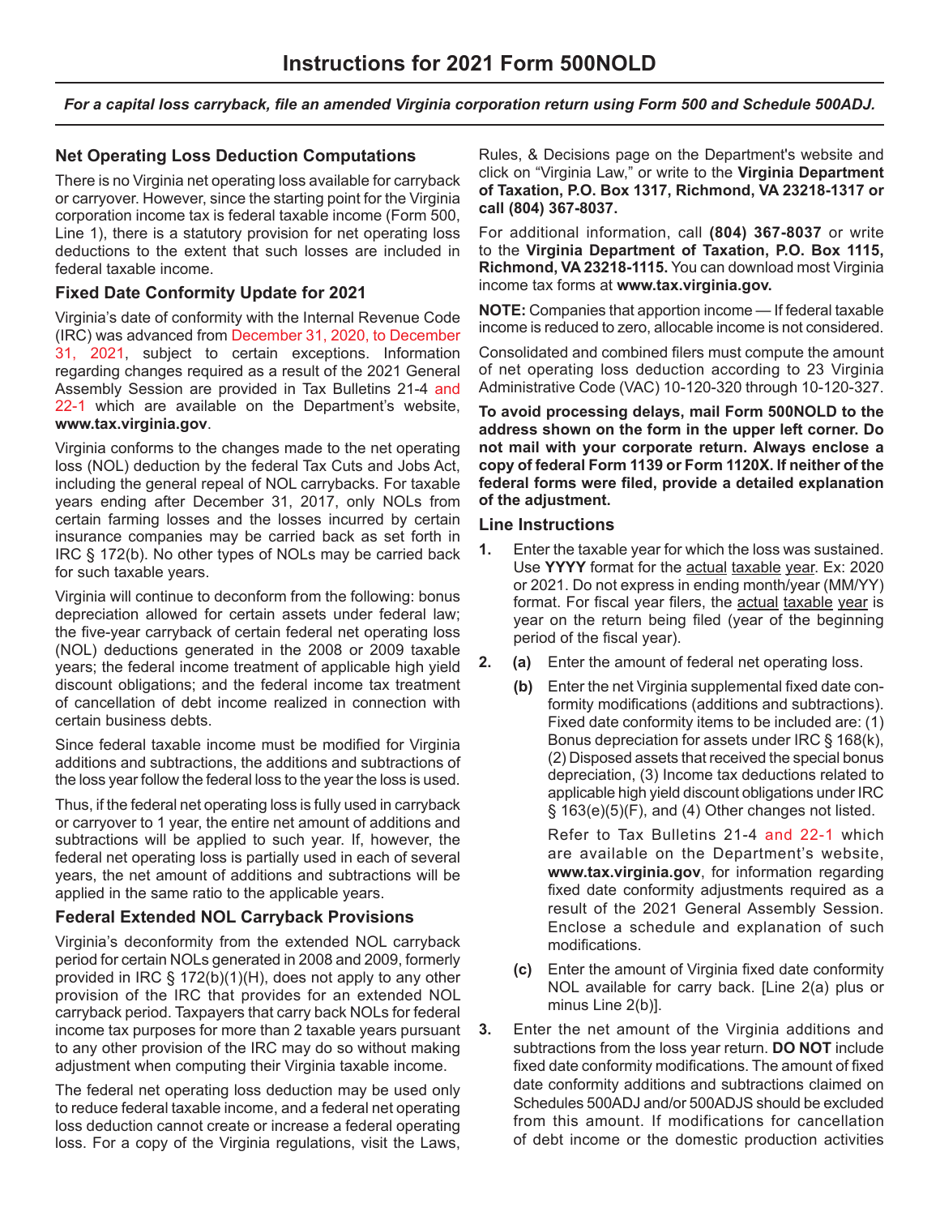# Instructions for 2021 Form 500NOLD

***For a capital loss carryback, file an amended Virginia corporation return using Form 500 and Schedule 500ADJ.***

### Net Operating Loss Deduction Computations

There is no Virginia net operating loss available for carryback or carryover. However, since the starting point for the Virginia corporation income tax is federal taxable income (Form 500, Line 1), there is a statutory provision for net operating loss deductions to the extent that such losses are included in federal taxable income.

### Fixed Date Conformity Update for 2021

Virginia's date of conformity with the Internal Revenue Code (IRC) was advanced from December 31, 2020, to December 31, 2021, subject to certain exceptions. Information regarding changes required as a result of the 2021 General Assembly Session are provided in Tax Bulletins 21-4 and 22-1 which are available on the Department's website, **www.tax.virginia.gov**.

Virginia conforms to the changes made to the net operating loss (NOL) deduction by the federal Tax Cuts and Jobs Act, including the general repeal of NOL carrybacks. For taxable years ending after December 31, 2017, only NOLs from certain farming losses and the losses incurred by certain insurance companies may be carried back as set forth in IRC § 172(b). No other types of NOLs may be carried back for such taxable years.

Virginia will continue to deconform from the following: bonus depreciation allowed for certain assets under federal law; the five-year carryback of certain federal net operating loss (NOL) deductions generated in the 2008 or 2009 taxable years; the federal income treatment of applicable high yield discount obligations; and the federal income tax treatment of cancellation of debt income realized in connection with certain business debts.

Since federal taxable income must be modified for Virginia additions and subtractions, the additions and subtractions of the loss year follow the federal loss to the year the loss is used.

Thus, if the federal net operating loss is fully used in carryback or carryover to 1 year, the entire net amount of additions and subtractions will be applied to such year. If, however, the federal net operating loss is partially used in each of several years, the net amount of additions and subtractions will be applied in the same ratio to the applicable years.

### Federal Extended NOL Carryback Provisions

Virginia's deconformity from the extended NOL carryback period for certain NOLs generated in 2008 and 2009, formerly provided in IRC § 172(b)(1)(H), does not apply to any other provision of the IRC that provides for an extended NOL carryback period. Taxpayers that carry back NOLs for federal income tax purposes for more than 2 taxable years pursuant to any other provision of the IRC may do so without making adjustment when computing their Virginia taxable income.

The federal net operating loss deduction may be used only to reduce federal taxable income, and a federal net operating loss deduction cannot create or increase a federal operating loss. For a copy of the Virginia regulations, visit the Laws, Rules, & Decisions page on the Department's website and click on "Virginia Law," or write to the **Virginia Department of Taxation, P.O. Box 1317, Richmond, VA 23218-1317 or call (804) 367-8037.**

For additional information, call **(804) 367-8037** or write to the **Virginia Department of Taxation, P.O. Box 1115, Richmond, VA 23218-1115.** You can download most Virginia income tax forms at **www.tax.virginia.gov.**

**NOTE:** Companies that apportion income — If federal taxable income is reduced to zero, allocable income is not considered.

Consolidated and combined filers must compute the amount of net operating loss deduction according to 23 Virginia Administrative Code (VAC) 10-120-320 through 10-120-327.

**To avoid processing delays, mail Form 500NOLD to the address shown on the form in the upper left corner. Do not mail with your corporate return. Always enclose a copy of federal Form 1139 or Form 1120X. If neither of the federal forms were filed, provide a detailed explanation of the adjustment.**

### Line Instructions

**1.** Enter the taxable year for which the loss was sustained. Use **YYYY** format for the actual taxable year. Ex: 2020 or 2021. Do not express in ending month/year (MM/YY) format. For fiscal year filers, the actual taxable year is year on the return being filed (year of the beginning period of the fiscal year).

**2.** **(a)** Enter the amount of federal net operating loss.

**(b)** Enter the net Virginia supplemental fixed date conformity modifications (additions and subtractions). Fixed date conformity items to be included are: (1) Bonus depreciation for assets under IRC § 168(k), (2) Disposed assets that received the special bonus depreciation, (3) Income tax deductions related to applicable high yield discount obligations under IRC § 163(e)(5)(F), and (4) Other changes not listed.

Refer to Tax Bulletins 21-4 and 22-1 which are available on the Department's website, **www.tax.virginia.gov**, for information regarding fixed date conformity adjustments required as a result of the 2021 General Assembly Session. Enclose a schedule and explanation of such modifications.

**(c)** Enter the amount of Virginia fixed date conformity NOL available for carry back. [Line 2(a) plus or minus Line 2(b)].

**3.** Enter the net amount of the Virginia additions and subtractions from the loss year return. **DO NOT** include fixed date conformity modifications. The amount of fixed date conformity additions and subtractions claimed on Schedules 500ADJ and/or 500ADJS should be excluded from this amount. If modifications for cancellation of debt income or the domestic production activities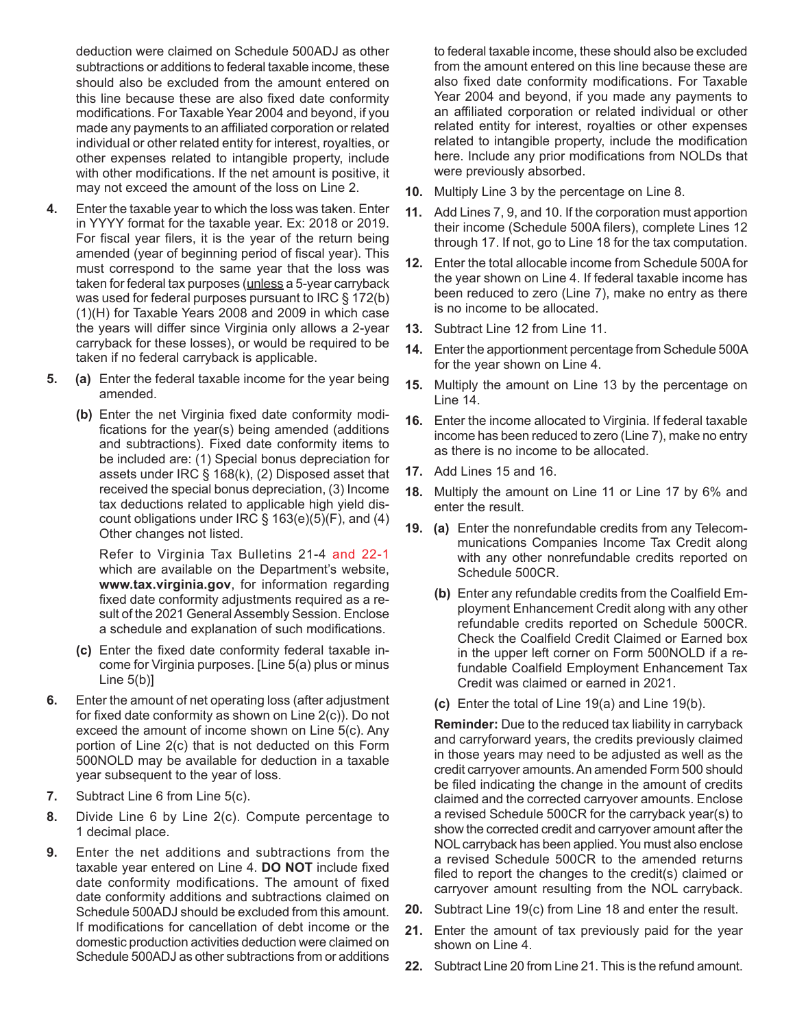deduction were claimed on Schedule 500ADJ as other subtractions or additions to federal taxable income, these should also be excluded from the amount entered on this line because these are also fixed date conformity modifications. For Taxable Year 2004 and beyond, if you made any payments to an affiliated corporation or related individual or other related entity for interest, royalties, or other expenses related to intangible property, include with other modifications. If the net amount is positive, it may not exceed the amount of the loss on Line 2.

**4.** Enter the taxable year to which the loss was taken. Enter in YYYY format for the taxable year. Ex: 2018 or 2019. For fiscal year filers, it is the year of the return being amended (year of beginning period of fiscal year). This must correspond to the same year that the loss was taken for federal tax purposes (unless a 5-year carryback was used for federal purposes pursuant to IRC § 172(b)(1)(H) for Taxable Years 2008 and 2009 in which case the years will differ since Virginia only allows a 2-year carryback for these losses), or would be required to be taken if no federal carryback is applicable.

**5.** **(a)** Enter the federal taxable income for the year being amended.

**(b)** Enter the net Virginia fixed date conformity modifications for the year(s) being amended (additions and subtractions). Fixed date conformity items to be included are: (1) Special bonus depreciation for assets under IRC § 168(k), (2) Disposed asset that received the special bonus depreciation, (3) Income tax deductions related to applicable high yield discount obligations under IRC § 163(e)(5)(F), and (4) Other changes not listed.

Refer to Virginia Tax Bulletins 21-4 and 22-1 which are available on the Department's website, **www.tax.virginia.gov**, for information regarding fixed date conformity adjustments required as a result of the 2021 General Assembly Session. Enclose a schedule and explanation of such modifications.

**(c)** Enter the fixed date conformity federal taxable income for Virginia purposes. [Line 5(a) plus or minus Line 5(b)]

**6.** Enter the amount of net operating loss (after adjustment for fixed date conformity as shown on Line 2(c)). Do not exceed the amount of income shown on Line 5(c). Any portion of Line 2(c) that is not deducted on this Form 500NOLD may be available for deduction in a taxable year subsequent to the year of loss.

**7.** Subtract Line 6 from Line 5(c).

**8.** Divide Line 6 by Line 2(c). Compute percentage to 1 decimal place.

**9.** Enter the net additions and subtractions from the taxable year entered on Line 4. **DO NOT** include fixed date conformity modifications. The amount of fixed date conformity additions and subtractions claimed on Schedule 500ADJ should be excluded from this amount. If modifications for cancellation of debt income or the domestic production activities deduction were claimed on Schedule 500ADJ as other subtractions from or additions to federal taxable income, these should also be excluded from the amount entered on this line because these are also fixed date conformity modifications. For Taxable Year 2004 and beyond, if you made any payments to an affiliated corporation or related individual or other related entity for interest, royalties or other expenses related to intangible property, include the modification here. Include any prior modifications from NOLDs that were previously absorbed.

**10.** Multiply Line 3 by the percentage on Line 8.

**11.** Add Lines 7, 9, and 10. If the corporation must apportion their income (Schedule 500A filers), complete Lines 12 through 17. If not, go to Line 18 for the tax computation.

**12.** Enter the total allocable income from Schedule 500A for the year shown on Line 4. If federal taxable income has been reduced to zero (Line 7), make no entry as there is no income to be allocated.

**13.** Subtract Line 12 from Line 11.

**14.** Enter the apportionment percentage from Schedule 500A for the year shown on Line 4.

**15.** Multiply the amount on Line 13 by the percentage on Line 14.

**16.** Enter the income allocated to Virginia. If federal taxable income has been reduced to zero (Line 7), make no entry as there is no income to be allocated.

**17.** Add Lines 15 and 16.

**18.** Multiply the amount on Line 11 or Line 17 by 6% and enter the result.

**19.** **(a)** Enter the nonrefundable credits from any Telecommunications Companies Income Tax Credit along with any other nonrefundable credits reported on Schedule 500CR.

**(b)** Enter any refundable credits from the Coalfield Employment Enhancement Credit along with any other refundable credits reported on Schedule 500CR. Check the Coalfield Credit Claimed or Earned box in the upper left corner on Form 500NOLD if a refundable Coalfield Employment Enhancement Tax Credit was claimed or earned in 2021.

**(c)** Enter the total of Line 19(a) and Line 19(b).

**Reminder:** Due to the reduced tax liability in carryback and carryforward years, the credits previously claimed in those years may need to be adjusted as well as the credit carryover amounts. An amended Form 500 should be filed indicating the change in the amount of credits claimed and the corrected carryover amounts. Enclose a revised Schedule 500CR for the carryback year(s) to show the corrected credit and carryover amount after the NOL carryback has been applied. You must also enclose a revised Schedule 500CR to the amended returns filed to report the changes to the credit(s) claimed or carryover amount resulting from the NOL carryback.

**20.** Subtract Line 19(c) from Line 18 and enter the result.

**21.** Enter the amount of tax previously paid for the year shown on Line 4.

**22.** Subtract Line 20 from Line 21. This is the refund amount.